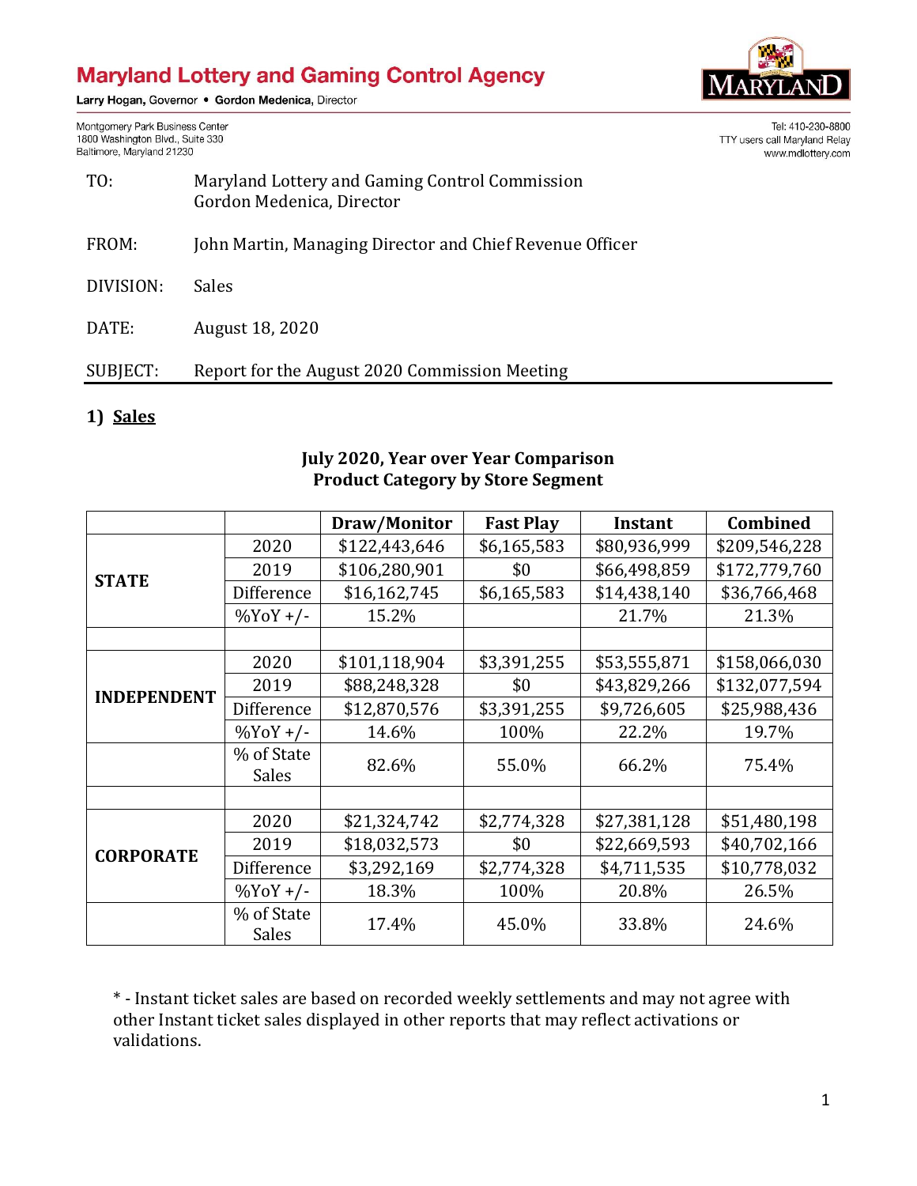# Maryland Lottery and Gaming Control Agency

Larry Hogan, Governor • Gordon Medenica, Director

Montgomery Park Business Center
1800 Washington Blvd., Suite 330
Baltimore, Maryland 21230

Tel: 410-230-8800
TTY users call Maryland Relay
www.mdlottery.com

| | |
|---|---|
| TO: | Maryland Lottery and Gaming Control Commission<br>Gordon Medenica, Director |
| FROM: | John Martin, Managing Director and Chief Revenue Officer |
| DIVISION: | Sales |
| DATE: | August 18, 2020 |
| SUBJECT: | Report for the August 2020 Commission Meeting |

## 1) Sales

**July 2020, Year over Year Comparison**
**Product Category by Store Segment**

| | | Draw/Monitor | Fast Play | Instant | Combined |
|---|---|---|---|---|---|
| **STATE** | 2020 | $122,443,646 | $6,165,583 | $80,936,999 | $209,546,228 |
| | 2019 | $106,280,901 | $0 | $66,498,859 | $172,779,760 |
| | Difference | $16,162,745 | $6,165,583 | $14,438,140 | $36,766,468 |
| | %YoY +/- | 15.2% | | 21.7% | 21.3% |
| | | | | | |
| **INDEPENDENT** | 2020 | $101,118,904 | $3,391,255 | $53,555,871 | $158,066,030 |
| | 2019 | $88,248,328 | $0 | $43,829,266 | $132,077,594 |
| | Difference | $12,870,576 | $3,391,255 | $9,726,605 | $25,988,436 |
| | %YoY +/- | 14.6% | 100% | 22.2% | 19.7% |
| | % of State Sales | 82.6% | 55.0% | 66.2% | 75.4% |
| | | | | | |
| **CORPORATE** | 2020 | $21,324,742 | $2,774,328 | $27,381,128 | $51,480,198 |
| | 2019 | $18,032,573 | $0 | $22,669,593 | $40,702,166 |
| | Difference | $3,292,169 | $2,774,328 | $4,711,535 | $10,778,032 |
| | %YoY +/- | 18.3% | 100% | 20.8% | 26.5% |
| | % of State Sales | 17.4% | 45.0% | 33.8% | 24.6% |

* - Instant ticket sales are based on recorded weekly settlements and may not agree with other Instant ticket sales displayed in other reports that may reflect activations or validations.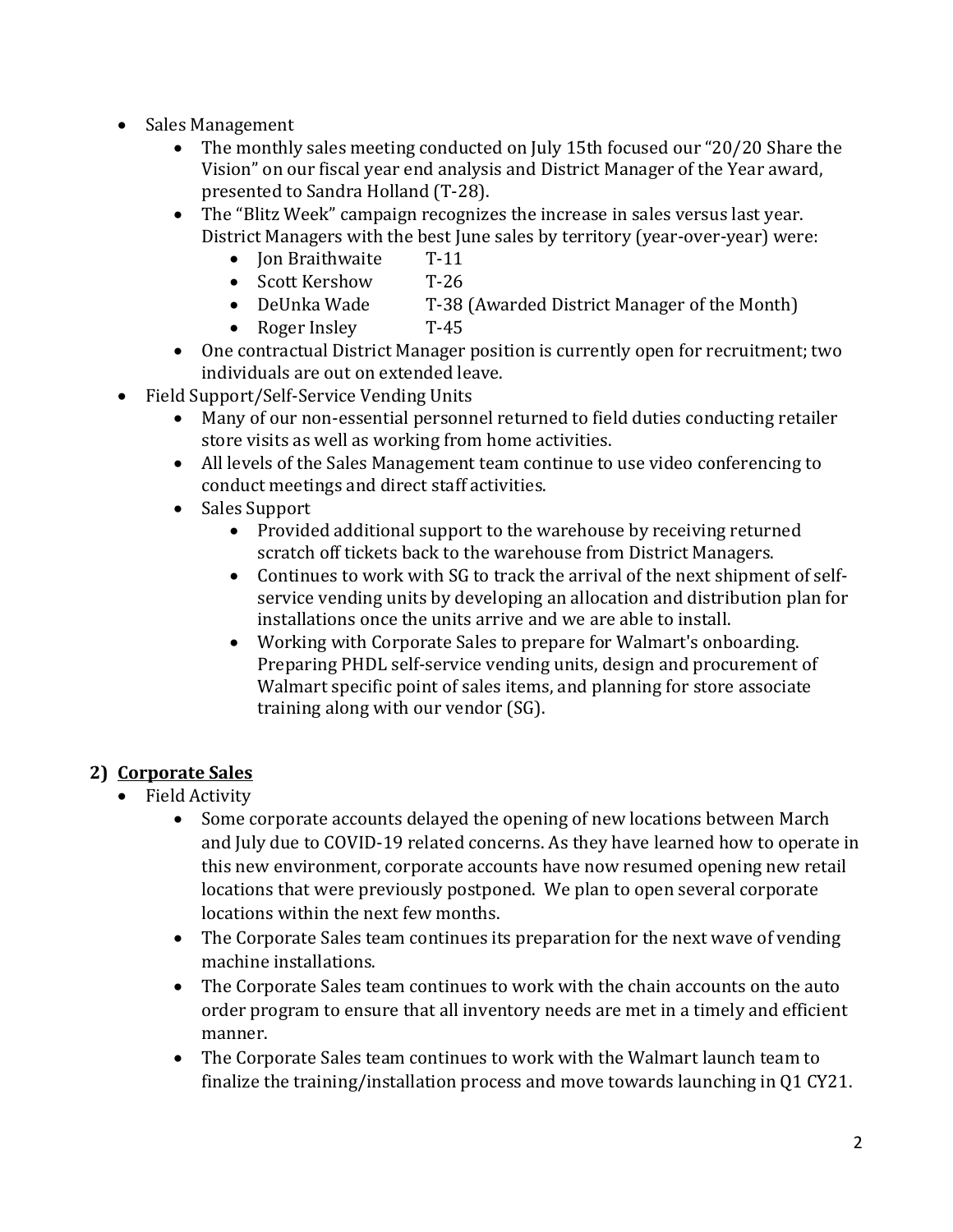- Sales Management
  - The monthly sales meeting conducted on July 15th focused our "20/20 Share the Vision" on our fiscal year end analysis and District Manager of the Year award, presented to Sandra Holland (T-28).
  - The "Blitz Week" campaign recognizes the increase in sales versus last year. District Managers with the best June sales by territory (year-over-year) were:
    - Jon Braithwaite T-11
    - Scott Kershow T-26
    - DeUnka Wade T-38 (Awarded District Manager of the Month)
    - Roger Insley T-45
  - One contractual District Manager position is currently open for recruitment; two individuals are out on extended leave.
- Field Support/Self-Service Vending Units
  - Many of our non-essential personnel returned to field duties conducting retailer store visits as well as working from home activities.
  - All levels of the Sales Management team continue to use video conferencing to conduct meetings and direct staff activities.
  - Sales Support
    - Provided additional support to the warehouse by receiving returned scratch off tickets back to the warehouse from District Managers.
    - Continues to work with SG to track the arrival of the next shipment of self-service vending units by developing an allocation and distribution plan for installations once the units arrive and we are able to install.
    - Working with Corporate Sales to prepare for Walmart's onboarding. Preparing PHDL self-service vending units, design and procurement of Walmart specific point of sales items, and planning for store associate training along with our vendor (SG).

## 2) <u>Corporate Sales</u>

- Field Activity
  - Some corporate accounts delayed the opening of new locations between March and July due to COVID-19 related concerns. As they have learned how to operate in this new environment, corporate accounts have now resumed opening new retail locations that were previously postponed. We plan to open several corporate locations within the next few months.
  - The Corporate Sales team continues its preparation for the next wave of vending machine installations.
  - The Corporate Sales team continues to work with the chain accounts on the auto order program to ensure that all inventory needs are met in a timely and efficient manner.
  - The Corporate Sales team continues to work with the Walmart launch team to finalize the training/installation process and move towards launching in Q1 CY21.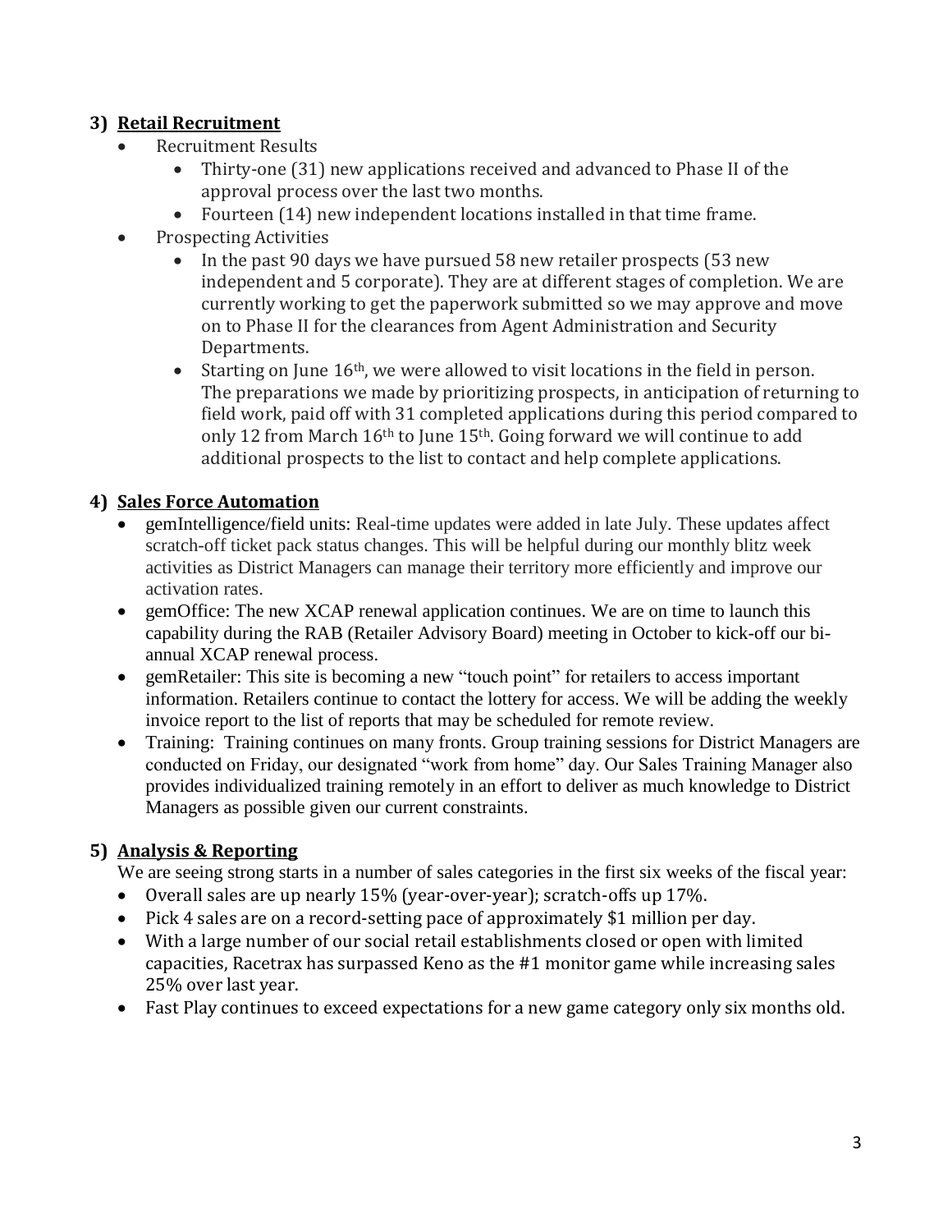## 3) Retail Recruitment

- Recruitment Results
  - Thirty-one (31) new applications received and advanced to Phase II of the approval process over the last two months.
  - Fourteen (14) new independent locations installed in that time frame.
- Prospecting Activities
  - In the past 90 days we have pursued 58 new retailer prospects (53 new independent and 5 corporate). They are at different stages of completion. We are currently working to get the paperwork submitted so we may approve and move on to Phase II for the clearances from Agent Administration and Security Departments.
  - Starting on June 16th, we were allowed to visit locations in the field in person. The preparations we made by prioritizing prospects, in anticipation of returning to field work, paid off with 31 completed applications during this period compared to only 12 from March 16th to June 15th. Going forward we will continue to add additional prospects to the list to contact and help complete applications.

## 4) Sales Force Automation

- gemIntelligence/field units: Real-time updates were added in late July. These updates affect scratch-off ticket pack status changes. This will be helpful during our monthly blitz week activities as District Managers can manage their territory more efficiently and improve our activation rates.
- gemOffice: The new XCAP renewal application continues. We are on time to launch this capability during the RAB (Retailer Advisory Board) meeting in October to kick-off our bi-annual XCAP renewal process.
- gemRetailer: This site is becoming a new "touch point" for retailers to access important information. Retailers continue to contact the lottery for access. We will be adding the weekly invoice report to the list of reports that may be scheduled for remote review.
- Training: Training continues on many fronts. Group training sessions for District Managers are conducted on Friday, our designated "work from home" day. Our Sales Training Manager also provides individualized training remotely in an effort to deliver as much knowledge to District Managers as possible given our current constraints.

## 5) Analysis & Reporting

We are seeing strong starts in a number of sales categories in the first six weeks of the fiscal year:

- Overall sales are up nearly 15% (year-over-year); scratch-offs up 17%.
- Pick 4 sales are on a record-setting pace of approximately $1 million per day.
- With a large number of our social retail establishments closed or open with limited capacities, Racetrax has surpassed Keno as the #1 monitor game while increasing sales 25% over last year.
- Fast Play continues to exceed expectations for a new game category only six months old.